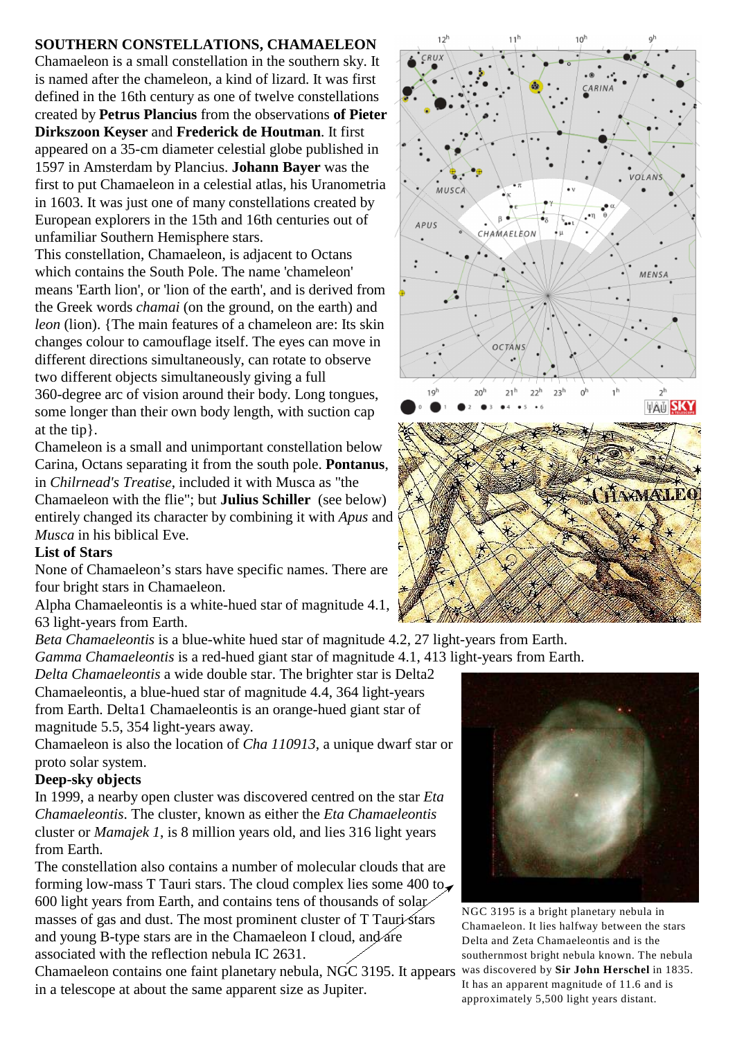**SOUTHERN CONSTELLATIONS, CHAMAELEON**

Chamaeleon is a small constellation in the southern sky. It is named after the chameleon, a kind of lizard. It was first defined in the 16th century as one of twelve constellations created by **Petrus Plancius** from the observations **of Pieter Dirkszoon Keyser** and **Frederick de Houtman**. It first appeared on a 35-cm diameter celestial globe published in 1597 in Amsterdam by Plancius. **Johann Bayer** was the first to put Chamaeleon in a celestial atlas, his Uranometria in 1603. It was just one of many constellations created by European explorers in the 15th and 16th centuries out of unfamiliar Southern Hemisphere stars.

This constellation, Chamaeleon, is adjacent to Octans which contains the South Pole. The name 'chameleon' means 'Earth lion', or 'lion of the earth', and is derived from the Greek words *chamai* (on the ground, on the earth) and *leon* (lion). {The main features of a chameleon are: Its skin changes colour to camouflage itself. The eyes can move in different directions simultaneously, can rotate to observe two different objects simultaneously giving a full 360-degree arc of vision around their body. Long tongues, some longer than their own body length, with suction cap at the tip}.

Chameleon is a small and unimportant constellation below Carina, Octans separating it from the south pole. **Pontanus**, in *Chilrnead's Treatise*, included it with Musca as "the Chamaeleon with the flie"; but **Julius Schiller** (see below) entirely changed its character by combining it with *Apus* and *Musca* in his biblical Eve.

**List of Stars**

None of Chamaeleon's stars have specific names. There are four bright stars in Chamaeleon.

Alpha Chamaeleontis is a white-hued star of magnitude 4.1, 63 light-years from Earth.

*Beta Chamaeleontis* is a blue-white hued star of magnitude 4.2, 27 light-years from Earth.

*Gamma Chamaeleontis* is a red-hued giant star of magnitude 4.1, 413 light-years from Earth.

*Delta Chamaeleontis* a wide double star. The brighter star is Delta2 Chamaeleontis, a blue-hued star of magnitude 4.4, 364 light-years from Earth. Delta1 Chamaeleontis is an orange-hued giant star of magnitude 5.5, 354 light-years away.

Chamaeleon is also the location of *Cha 110913*, a unique dwarf star or proto solar system.

**Deep-sky objects**

In 1999, a nearby open cluster was discovered centred on the star *Eta Chamaeleontis*. The cluster, known as either the *Eta Chamaeleontis* cluster or *Mamajek 1*, is 8 million years old, and lies 316 light years from Earth.

The constellation also contains a number of molecular clouds that are forming low-mass T Tauri stars. The cloud complex lies some 400 to 600 light years from Earth, and contains tens of thousands of solar masses of gas and dust. The most prominent cluster of T Tauri stars and young B-type stars are in the Chamaeleon I cloud, and are associated with the reflection nebula IC 2631.

Chamaeleon contains one faint planetary nebula, NGC 3195. It appears in a telescope at about the same apparent size as Jupiter.

NGC 3195 is a bright planetary nebula in Chamaeleon. It lies halfway between the stars Delta and Zeta Chamaeleontis and is the southernmost bright nebula known. The nebula was discovered by **Sir John Herschel** in 1835. It has an apparent magnitude of 11.6 and is approximately 5,500 light years distant.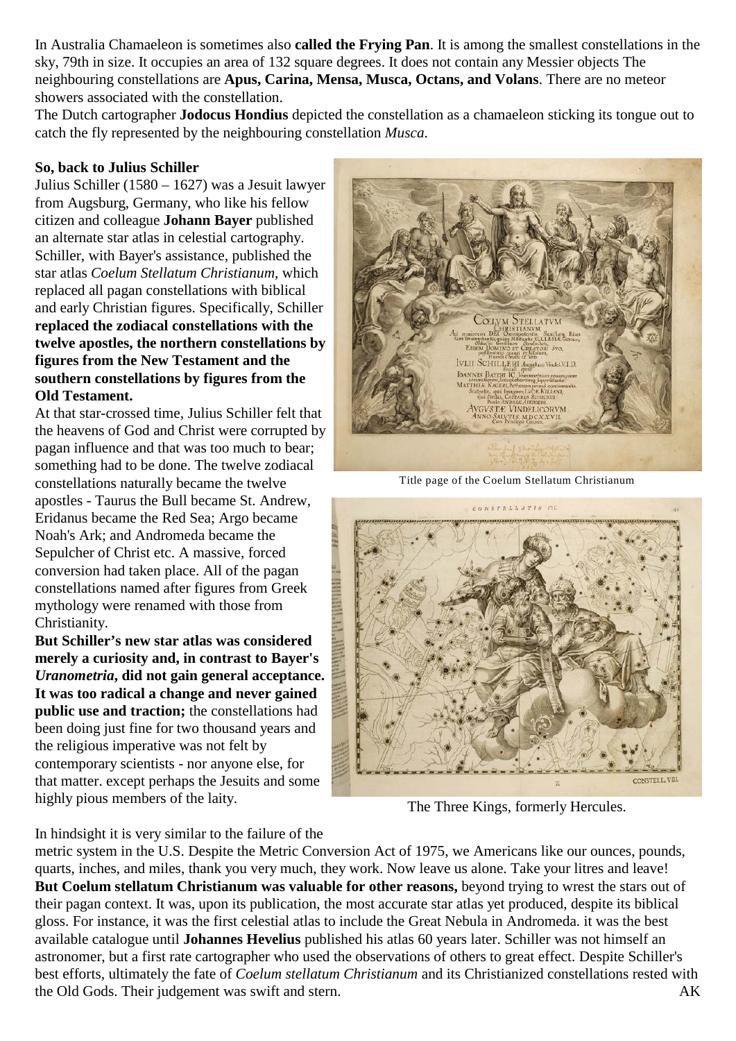In Australia Chamaeleon is sometimes also **called the Frying Pan**. It is among the smallest constellations in the sky, 79th in size. It occupies an area of 132 square degrees. It does not contain any Messier objects The neighbouring constellations are **Apus, Carina, Mensa, Musca, Octans, and Volans**. There are no meteor showers associated with the constellation.

The Dutch cartographer **Jodocus Hondius** depicted the constellation as a chamaeleon sticking its tongue out to catch the fly represented by the neighbouring constellation *Musca*.

**So, back to Julius Schiller**

Julius Schiller (1580 – 1627) was a Jesuit lawyer from Augsburg, Germany, who like his fellow citizen and colleague **Johann Bayer** published an alternate star atlas in celestial cartography. Schiller, with Bayer's assistance, published the star atlas *Coelum Stellatum Christianum,* which replaced all pagan constellations with biblical and early Christian figures. Specifically, Schiller **replaced the zodiacal constellations with the twelve apostles, the northern constellations by figures from the New Testament and the southern constellations by figures from the Old Testament.**

At that star-crossed time, Julius Schiller felt that the heavens of God and Christ were corrupted by pagan influence and that was too much to bear; something had to be done. The twelve zodiacal constellations naturally became the twelve apostles - Taurus the Bull became St. Andrew, Eridanus became the Red Sea; Argo became Noah's Ark; and Andromeda became the Sepulcher of Christ etc. A massive, forced conversion had taken place. All of the pagan constellations named after figures from Greek mythology were renamed with those from Christianity.

**But Schiller's new star atlas was considered merely a curiosity and, in contrast to Bayer's *Uranometria*, did not gain general acceptance. It was too radical a change and never gained public use and traction;** the constellations had been doing just fine for two thousand years and the religious imperative was not felt by contemporary scientists - nor anyone else, for that matter. except perhaps the Jesuits and some highly pious members of the laity.

Title page of the Coelum Stellatum Christianum

The Three Kings, formerly Hercules.

In hindsight it is very similar to the failure of the metric system in the U.S. Despite the Metric Conversion Act of 1975, we Americans like our ounces, pounds, quarts, inches, and miles, thank you very much, they work. Now leave us alone. Take your litres and leave!

**But Coelum stellatum Christianum was valuable for other reasons,** beyond trying to wrest the stars out of their pagan context. It was, upon its publication, the most accurate star atlas yet produced, despite its biblical gloss. For instance, it was the first celestial atlas to include the Great Nebula in Andromeda. it was the best available catalogue until **Johannes Hevelius** published his atlas 60 years later. Schiller was not himself an astronomer, but a first rate cartographer who used the observations of others to great effect. Despite Schiller's best efforts, ultimately the fate of *Coelum stellatum Christianum* and its Christianized constellations rested with the Old Gods. Their judgement was swift and stern. AK